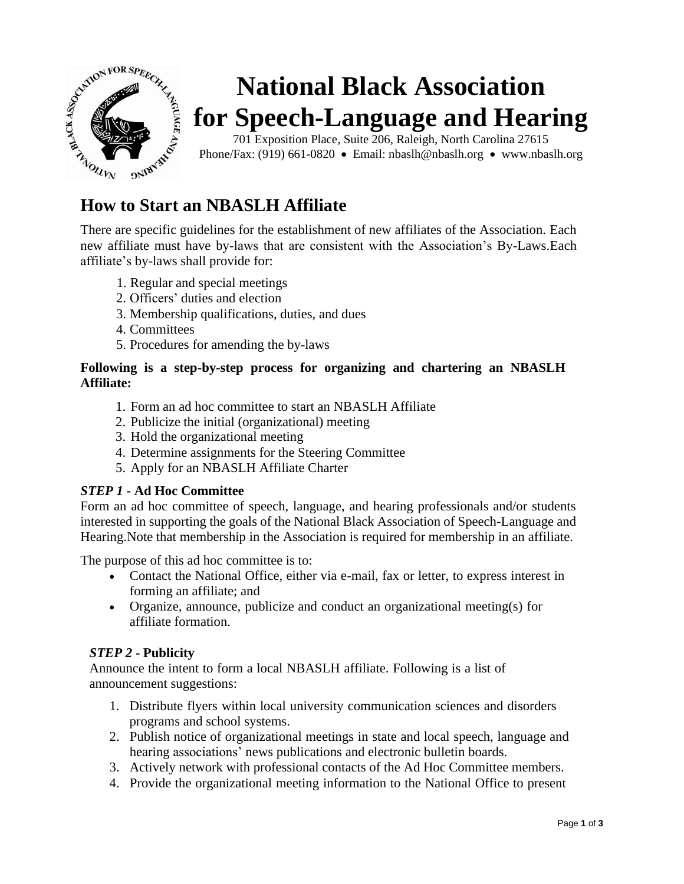# National Black Association for Speech-Language and Hearing

701 Exposition Place, Suite 206, Raleigh, North Carolina 27615
Phone/Fax: (919) 661-0820 • Email: nbaslh@nbaslh.org • www.nbaslh.org

## How to Start an NBASLH Affiliate

There are specific guidelines for the establishment of new affiliates of the Association. Each new affiliate must have by-laws that are consistent with the Association's By-Laws.Each affiliate's by-laws shall provide for:

1. Regular and special meetings
2. Officers' duties and election
3. Membership qualifications, duties, and dues
4. Committees
5. Procedures for amending the by-laws

**Following is a step-by-step process for organizing and chartering an NBASLH Affiliate:**

1. Form an ad hoc committee to start an NBASLH Affiliate
2. Publicize the initial (organizational) meeting
3. Hold the organizational meeting
4. Determine assignments for the Steering Committee
5. Apply for an NBASLH Affiliate Charter

***STEP 1* - Ad Hoc Committee**

Form an ad hoc committee of speech, language, and hearing professionals and/or students interested in supporting the goals of the National Black Association of Speech-Language and Hearing.Note that membership in the Association is required for membership in an affiliate.

The purpose of this ad hoc committee is to:

- Contact the National Office, either via e-mail, fax or letter, to express interest in forming an affiliate; and
- Organize, announce, publicize and conduct an organizational meeting(s) for affiliate formation.

***STEP 2* - Publicity**

Announce the intent to form a local NBASLH affiliate. Following is a list of announcement suggestions:

1. Distribute flyers within local university communication sciences and disorders programs and school systems.
2. Publish notice of organizational meetings in state and local speech, language and hearing associations' news publications and electronic bulletin boards.
3. Actively network with professional contacts of the Ad Hoc Committee members.
4. Provide the organizational meeting information to the National Office to present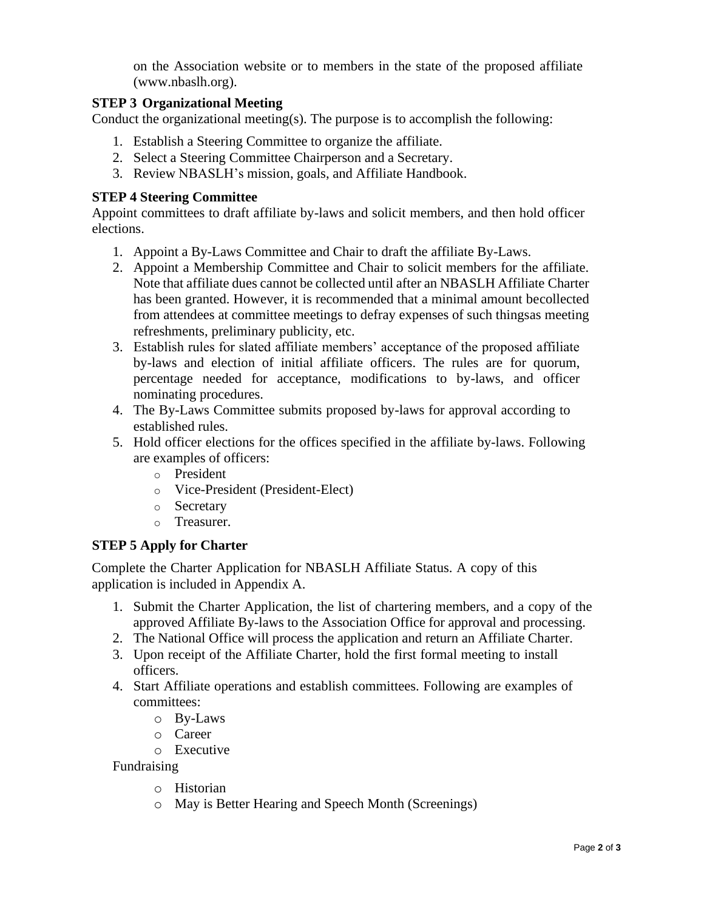on the Association website or to members in the state of the proposed affiliate (www.nbaslh.org).

**STEP 3 Organizational Meeting**

Conduct the organizational meeting(s). The purpose is to accomplish the following:

1. Establish a Steering Committee to organize the affiliate.
2. Select a Steering Committee Chairperson and a Secretary.
3. Review NBASLH's mission, goals, and Affiliate Handbook.

**STEP 4 Steering Committee**

Appoint committees to draft affiliate by-laws and solicit members, and then hold officer elections.

1. Appoint a By-Laws Committee and Chair to draft the affiliate By-Laws.
2. Appoint a Membership Committee and Chair to solicit members for the affiliate. Note that affiliate dues cannot be collected until after an NBASLH Affiliate Charter has been granted. However, it is recommended that a minimal amount becollected from attendees at committee meetings to defray expenses of such thingsas meeting refreshments, preliminary publicity, etc.
3. Establish rules for slated affiliate members' acceptance of the proposed affiliate by-laws and election of initial affiliate officers. The rules are for quorum, percentage needed for acceptance, modifications to by-laws, and officer nominating procedures.
4. The By-Laws Committee submits proposed by-laws for approval according to established rules.
5. Hold officer elections for the offices specified in the affiliate by-laws. Following are examples of officers:
   - President
   - Vice-President (President-Elect)
   - Secretary
   - Treasurer.

**STEP 5 Apply for Charter**

Complete the Charter Application for NBASLH Affiliate Status. A copy of this application is included in Appendix A.

1. Submit the Charter Application, the list of chartering members, and a copy of the approved Affiliate By-laws to the Association Office for approval and processing.
2. The National Office will process the application and return an Affiliate Charter.
3. Upon receipt of the Affiliate Charter, hold the first formal meeting to install officers.
4. Start Affiliate operations and establish committees. Following are examples of committees:
   - By-Laws
   - Career
   - Executive

Fundraising

   - Historian
   - May is Better Hearing and Speech Month (Screenings)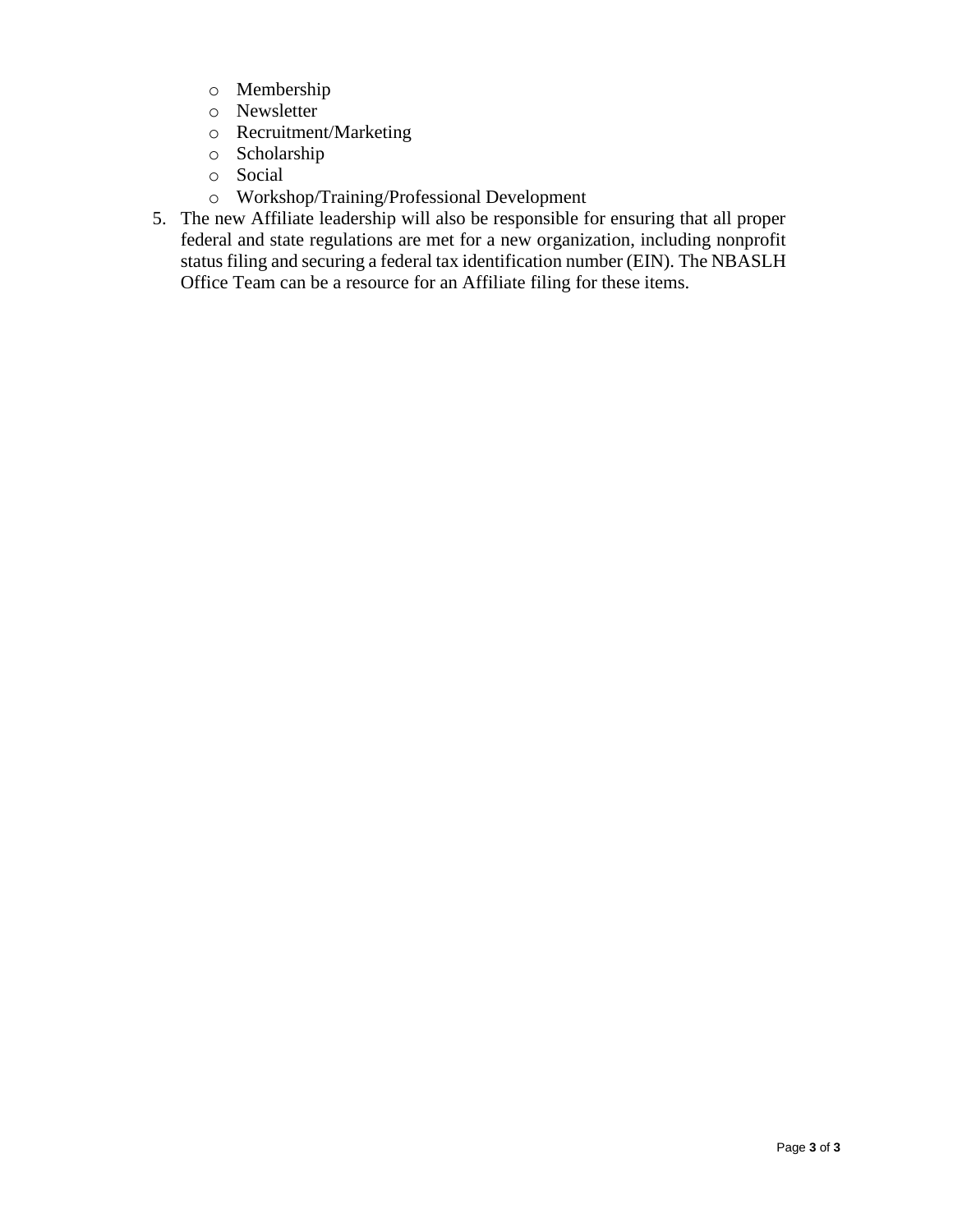- Membership
- Newsletter
- Recruitment/Marketing
- Scholarship
- Social
- Workshop/Training/Professional Development

5. The new Affiliate leadership will also be responsible for ensuring that all proper federal and state regulations are met for a new organization, including nonprofit status filing and securing a federal tax identification number (EIN). The NBASLH Office Team can be a resource for an Affiliate filing for these items.